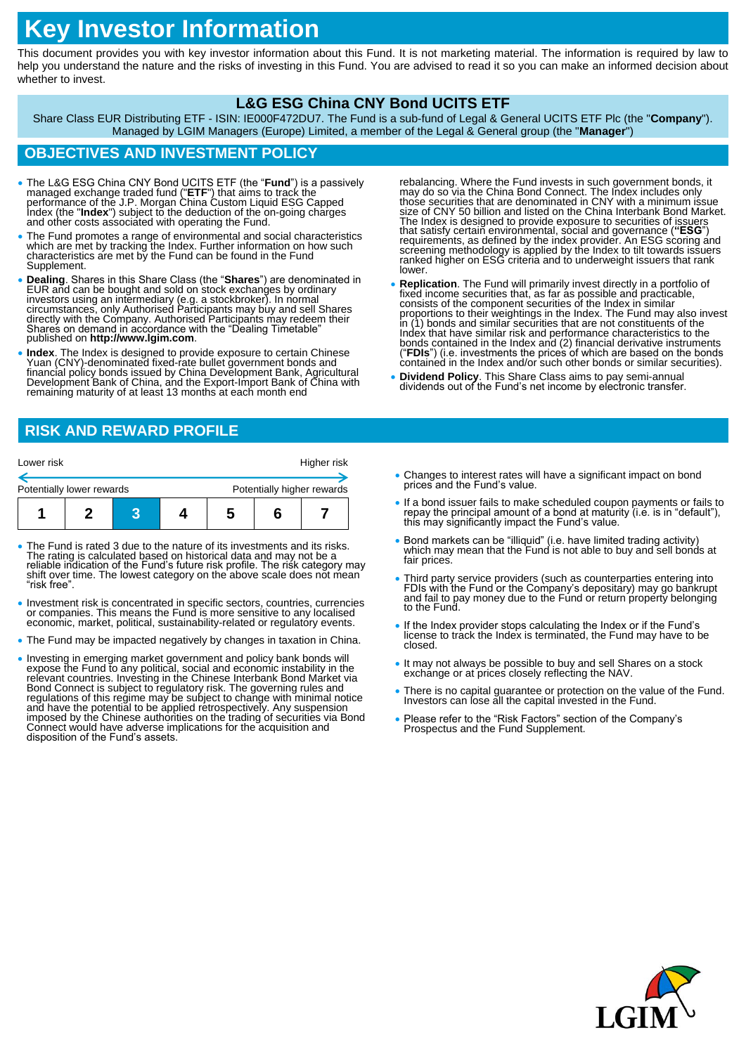# Key Investor Information

This document provides you with key investor information about this Fund. It is not marketing material. The information is required by law to help you understand the nature and the risks of investing in this Fund. You are advised to read it so you can make an informed decision about whether to invest.

## L&G ESG China CNY Bond UCITS ETF

Share Class EUR Distributing ETF - ISIN: IE000F472DU7. The Fund is a sub-fund of Legal & General UCITS ETF Plc (the "**Company**"). Managed by LGIM Managers (Europe) Limited, a member of the Legal & General group (the "**Manager**")

## OBJECTIVES AND INVESTMENT POLICY

- The L&G ESG China CNY Bond UCITS ETF (the "**Fund**") is a passively managed exchange traded fund ("**ETF**") that aims to track the performance of the J.P. Morgan China Custom Liquid ESG Capped Index (the "**Index**") subject to the deduction of the on-going charges and other costs associated with operating the Fund.
- The Fund promotes a range of environmental and social characteristics which are met by tracking the Index. Further information on how such characteristics are met by the Fund can be found in the Fund Supplement.
- **Dealing**. Shares in this Share Class (the "**Shares**") are denominated in EUR and can be bought and sold on stock exchanges by ordinary investors using an intermediary (e.g. a stockbroker). In normal circumstances, only Authorised Participants may buy and sell Shares directly with the Company. Authorised Participants may redeem their Shares on demand in accordance with the "Dealing Timetable" published on **http://www.lgim.com**.
- **Index**. The Index is designed to provide exposure to certain Chinese Yuan (CNY)-denominated fixed-rate bullet government bonds and financial policy bonds issued by China Development Bank, Agricultural Development Bank of China, and the Export-Import Bank of China with remaining maturity of at least 13 months at each month end rebalancing. Where the Fund invests in such government bonds, it may do so via the China Bond Connect. The Index includes only those securities that are denominated in CNY with a minimum issue size of CNY 50 billion and listed on the China Interbank Bond Market. The Index is designed to provide exposure to securities of issuers that satisfy certain environmental, social and governance (**"ESG"**) requirements, as defined by the index provider. An ESG scoring and screening methodology is applied by the Index to tilt towards issuers ranked higher on ESG criteria and to underweight issuers that rank lower.
- **Replication**. The Fund will primarily invest directly in a portfolio of fixed income securities that, as far as possible and practicable, consists of the component securities of the Index in similar proportions to their weightings in the Index. The Fund may also invest in (1) bonds and similar securities that are not constituents of the Index that have similar risk and performance characteristics to the bonds contained in the Index and (2) financial derivative instruments ("**FDIs**") (i.e. investments the prices of which are based on the bonds contained in the Index and/or such other bonds or similar securities).
- **Dividend Policy**. This Share Class aims to pay semi-annual dividends out of the Fund's net income by electronic transfer.

## RISK AND REWARD PROFILE

Lower risk — Higher risk

Potentially lower rewards — Potentially higher rewards

| 1 | 2 | **3** | 4 | 5 | 6 | 7 |
|---|---|---|---|---|---|---|

- The Fund is rated 3 due to the nature of its investments and its risks. The rating is calculated based on historical data and may not be a reliable indication of the Fund's future risk profile. The risk category may shift over time. The lowest category on the above scale does not mean "risk free".
- Investment risk is concentrated in specific sectors, countries, currencies or companies. This means the Fund is more sensitive to any localised economic, market, political, sustainability-related or regulatory events.
- The Fund may be impacted negatively by changes in taxation in China.
- Investing in emerging market government and policy bank bonds will expose the Fund to any political, social and economic instability in the relevant countries. Investing in the Chinese Interbank Bond Market via Bond Connect is subject to regulatory risk. The governing rules and regulations of this regime may be subject to change with minimal notice and have the potential to be applied retrospectively. Any suspension imposed by the Chinese authorities on the trading of securities via Bond Connect would have adverse implications for the acquisition and disposition of the Fund's assets.
- Changes to interest rates will have a significant impact on bond prices and the Fund's value.
- If a bond issuer fails to make scheduled coupon payments or fails to repay the principal amount of a bond at maturity (i.e. is in "default"), this may significantly impact the Fund's value.
- Bond markets can be "illiquid" (i.e. have limited trading activity) which may mean that the Fund is not able to buy and sell bonds at fair prices.
- Third party service providers (such as counterparties entering into FDIs with the Fund or the Company's depositary) may go bankrupt and fail to pay money due to the Fund or return property belonging to the Fund.
- If the Index provider stops calculating the Index or if the Fund's license to track the Index is terminated, the Fund may have to be closed.
- It may not always be possible to buy and sell Shares on a stock exchange or at prices closely reflecting the NAV.
- There is no capital guarantee or protection on the value of the Fund. Investors can lose all the capital invested in the Fund.
- Please refer to the "Risk Factors" section of the Company's Prospectus and the Fund Supplement.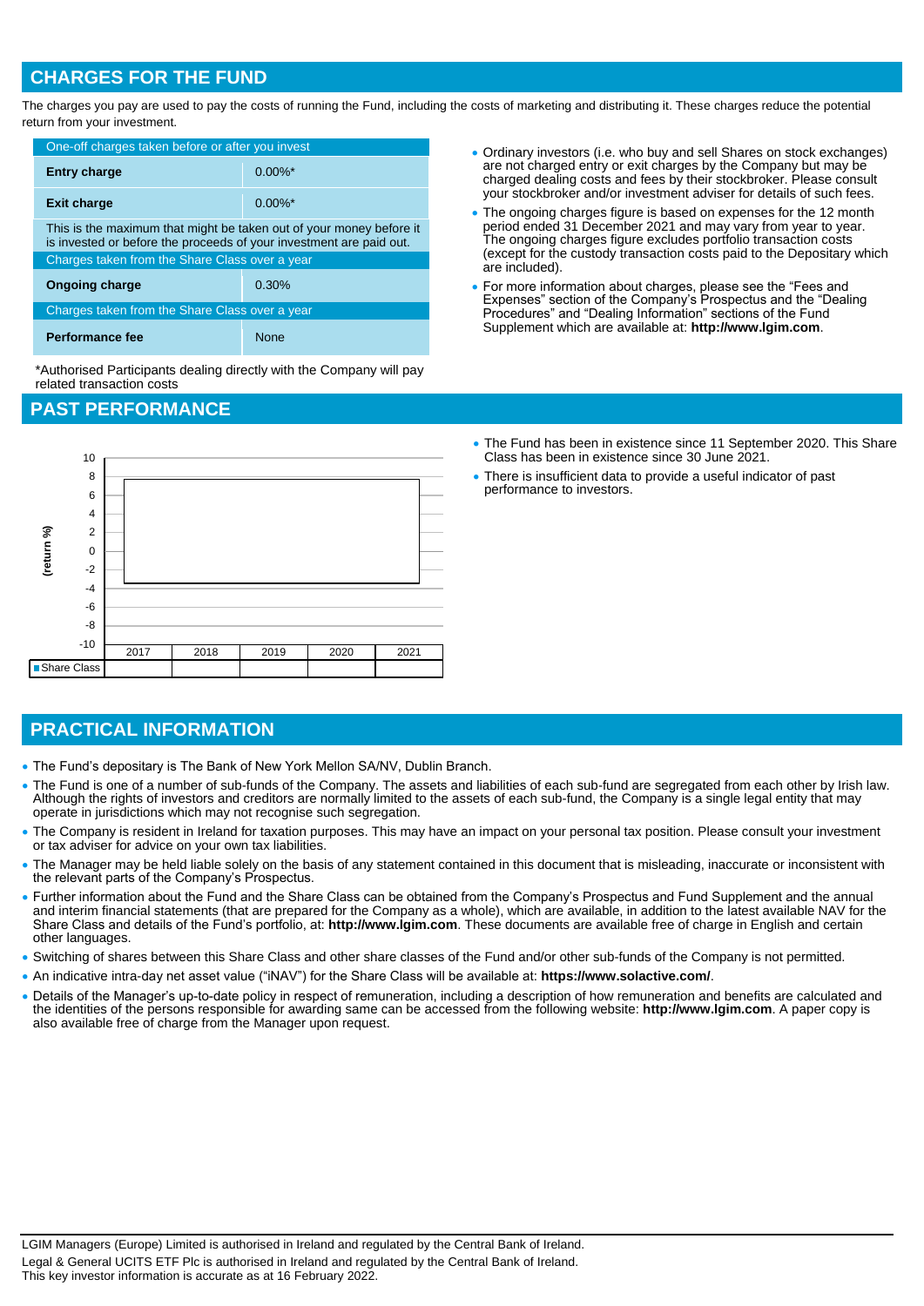## CHARGES FOR THE FUND

The charges you pay are used to pay the costs of running the Fund, including the costs of marketing and distributing it. These charges reduce the potential return from your investment.

| One-off charges taken before or after you invest | |
|---|---|
| **Entry charge** | 0.00%* |
| **Exit charge** | 0.00%* |
| This is the maximum that might be taken out of your money before it is invested or before the proceeds of your investment are paid out. | |
| Charges taken from the Share Class over a year | |
| **Ongoing charge** | 0.30% |
| Charges taken from the Share Class over a year | |
| **Performance fee** | None |

*Authorised Participants dealing directly with the Company will pay related transaction costs

- Ordinary investors (i.e. who buy and sell Shares on stock exchanges) are not charged entry or exit charges by the Company but may be charged dealing costs and fees by their stockbroker. Please consult your stockbroker and/or investment adviser for details of such fees.
- The ongoing charges figure is based on expenses for the 12 month period ended 31 December 2021 and may vary from year to year. The ongoing charges figure excludes portfolio transaction costs (except for the custody transaction costs paid to the Depositary which are included).
- For more information about charges, please see the “Fees and Expenses” section of the Company’s Prospectus and the “Dealing Procedures” and “Dealing Information” sections of the Fund Supplement which are available at: **http://www.lgim.com**.

## PAST PERFORMANCE

(return %)

10
8
6
4
2
0
-2
-4
-6
-8
-10

2017 2018 2019 2020 2021

Share Class

- The Fund has been in existence since 11 September 2020. This Share Class has been in existence since 30 June 2021.
- There is insufficient data to provide a useful indicator of past performance to investors.

## PRACTICAL INFORMATION

- The Fund’s depositary is The Bank of New York Mellon SA/NV, Dublin Branch.
- The Fund is one of a number of sub-funds of the Company. The assets and liabilities of each sub-fund are segregated from each other by Irish law. Although the rights of investors and creditors are normally limited to the assets of each sub-fund, the Company is a single legal entity that may operate in jurisdictions which may not recognise such segregation.
- The Company is resident in Ireland for taxation purposes. This may have an impact on your personal tax position. Please consult your investment or tax adviser for advice on your own tax liabilities.
- The Manager may be held liable solely on the basis of any statement contained in this document that is misleading, inaccurate or inconsistent with the relevant parts of the Company’s Prospectus.
- Further information about the Fund and the Share Class can be obtained from the Company’s Prospectus and Fund Supplement and the annual and interim financial statements (that are prepared for the Company as a whole), which are available, in addition to the latest available NAV for the Share Class and details of the Fund’s portfolio, at: **http://www.lgim.com**. These documents are available free of charge in English and certain other languages.
- Switching of shares between this Share Class and other share classes of the Fund and/or other sub-funds of the Company is not permitted.
- An indicative intra-day net asset value (“iNAV”) for the Share Class will be available at: **https://www.solactive.com/**.
- Details of the Manager’s up-to-date policy in respect of remuneration, including a description of how remuneration and benefits are calculated and the identities of the persons responsible for awarding same can be accessed from the following website: **http://www.lgim.com**. A paper copy is also available free of charge from the Manager upon request.

LGIM Managers (Europe) Limited is authorised in Ireland and regulated by the Central Bank of Ireland.
Legal & General UCITS ETF Plc is authorised in Ireland and regulated by the Central Bank of Ireland.
This key investor information is accurate as at 16 February 2022.